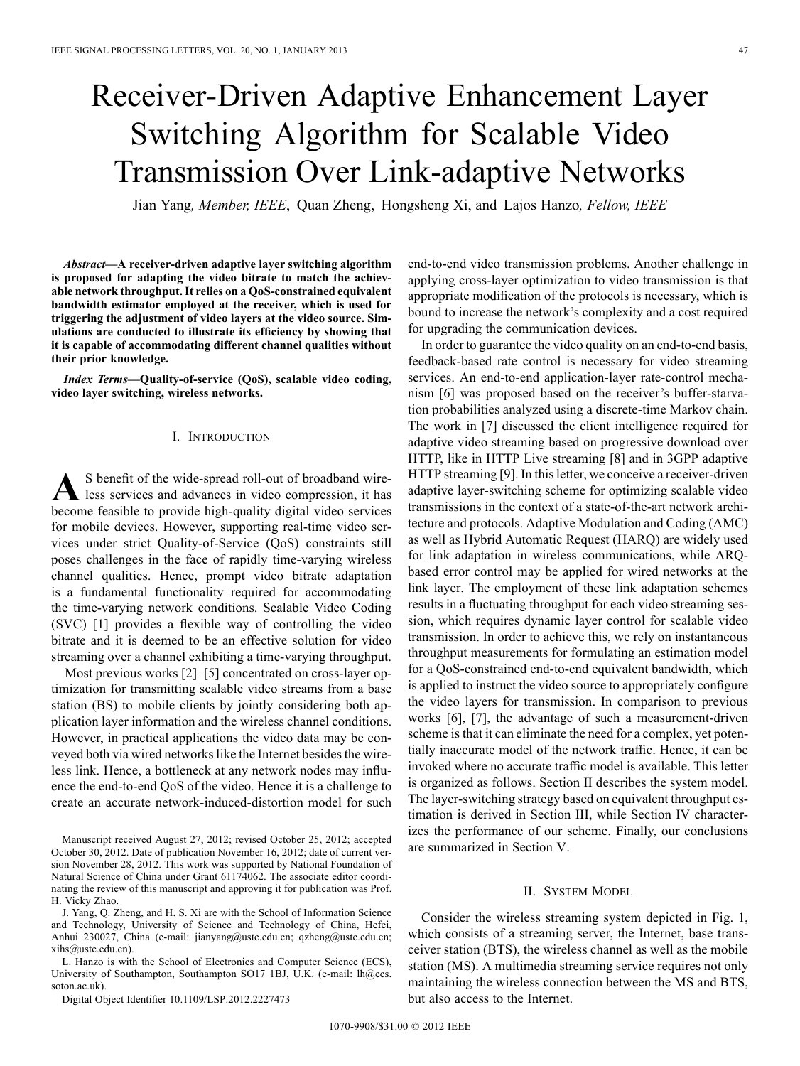# Receiver-Driven Adaptive Enhancement Layer Switching Algorithm for Scalable Video Transmission Over Link-adaptive Networks

Jian Yang, *Member, IEEE*, Quan Zheng, Hongsheng Xi, and Lajos Hanzo, *Fellow, IEEE*

***Abstract*—A receiver-driven adaptive layer switching algorithm is proposed for adapting the video bitrate to match the achievable network throughput. It relies on a QoS-constrained equivalent bandwidth estimator employed at the receiver, which is used for triggering the adjustment of video layers at the video source. Simulations are conducted to illustrate its efficiency by showing that it is capable of accommodating different channel qualities without their prior knowledge.**

***Index Terms*—Quality-of-service (QoS), scalable video coding, video layer switching, wireless networks.**

## I. Introduction

As benefit of the wide-spread roll-out of broadband wireless services and advances in video compression, it has become feasible to provide high-quality digital video services for mobile devices. However, supporting real-time video services under strict Quality-of-Service (QoS) constraints still poses challenges in the face of rapidly time-varying wireless channel qualities. Hence, prompt video bitrate adaptation is a fundamental functionality required for accommodating the time-varying network conditions. Scalable Video Coding (SVC) [1] provides a flexible way of controlling the video bitrate and it is deemed to be an effective solution for video streaming over a channel exhibiting a time-varying throughput.

Most previous works [2]–[5] concentrated on cross-layer optimization for transmitting scalable video streams from a base station (BS) to mobile clients by jointly considering both application layer information and the wireless channel conditions. However, in practical applications the video data may be conveyed both via wired networks like the Internet besides the wireless link. Hence, a bottleneck at any network nodes may influence the end-to-end QoS of the video. Hence it is a challenge to create an accurate network-induced-distortion model for such end-to-end video transmission problems. Another challenge in applying cross-layer optimization to video transmission is that appropriate modification of the protocols is necessary, which is bound to increase the network's complexity and a cost required for upgrading the communication devices.

In order to guarantee the video quality on an end-to-end basis, feedback-based rate control is necessary for video streaming services. An end-to-end application-layer rate-control mechanism [6] was proposed based on the receiver's buffer-starvation probabilities analyzed using a discrete-time Markov chain. The work in [7] discussed the client intelligence required for adaptive video streaming based on progressive download over HTTP, like in HTTP Live streaming [8] and in 3GPP adaptive HTTP streaming [9]. In this letter, we conceive a receiver-driven adaptive layer-switching scheme for optimizing scalable video transmissions in the context of a state-of-the-art network architecture and protocols. Adaptive Modulation and Coding (AMC) as well as Hybrid Automatic Request (HARQ) are widely used for link adaptation in wireless communications, while ARQ-based error control may be applied for wired networks at the link layer. The employment of these link adaptation schemes results in a fluctuating throughput for each video streaming session, which requires dynamic layer control for scalable video transmission. In order to achieve this, we rely on instantaneous throughput measurements for formulating an estimation model for a QoS-constrained end-to-end equivalent bandwidth, which is applied to instruct the video source to appropriately configure the video layers for transmission. In comparison to previous works [6], [7], the advantage of such a measurement-driven scheme is that it can eliminate the need for a complex, yet potentially inaccurate model of the network traffic. Hence, it can be invoked where no accurate traffic model is available. This letter is organized as follows. Section II describes the system model. The layer-switching strategy based on equivalent throughput estimation is derived in Section III, while Section IV characterizes the performance of our scheme. Finally, our conclusions are summarized in Section V.

## II. System Model

Consider the wireless streaming system depicted in Fig. 1, which consists of a streaming server, the Internet, base transceiver station (BTS), the wireless channel as well as the mobile station (MS). A multimedia streaming service requires not only maintaining the wireless connection between the MS and BTS, but also access to the Internet.

---

Manuscript received August 27, 2012; revised October 25, 2012; accepted October 30, 2012. Date of publication November 16, 2012; date of current version November 28, 2012. This work was supported by National Foundation of Natural Science of China under Grant 61174062. The associate editor coordinating the review of this manuscript and approving it for publication was Prof. H. Vicky Zhao.

J. Yang, Q. Zheng, and H. S. Xi are with the School of Information Science and Technology, University of Science and Technology of China, Hefei, Anhui 230027, China (e-mail: jianyang@ustc.edu.cn; qzheng@ustc.edu.cn; xihs@ustc.edu.cn).

L. Hanzo is with the School of Electronics and Computer Science (ECS), University of Southampton, Southampton SO17 1BJ, U.K. (e-mail: lh@ecs.soton.ac.uk).

Digital Object Identifier 10.1109/LSP.2012.2227473

1070-9908/$31.00 © 2012 IEEE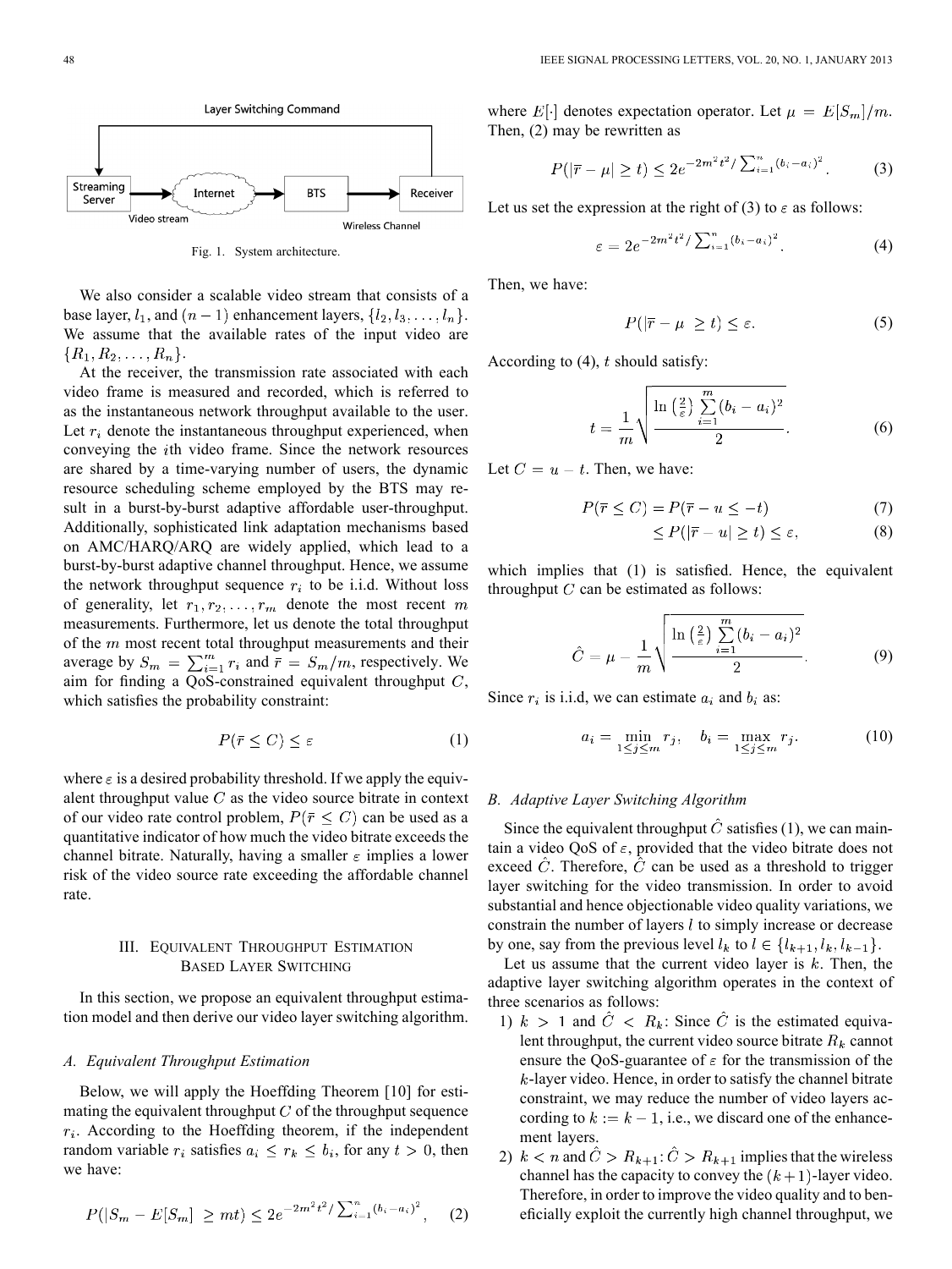Layer Switching Command

Streaming Server → Internet → BTS → Receiver

Video stream

Wireless Channel

Fig. 1. System architecture.

We also consider a scalable video stream that consists of a base layer, $l_1$, and $(n-1)$ enhancement layers, $\{l_2, l_3, \ldots, l_n\}$. We assume that the available rates of the input video are $\{R_1, R_2, \ldots, R_n\}$.

At the receiver, the transmission rate associated with each video frame is measured and recorded, which is referred to as the instantaneous network throughput available to the user. Let $r_i$ denote the instantaneous throughput experienced, when conveying the $i$th video frame. Since the network resources are shared by a time-varying number of users, the dynamic resource scheduling scheme employed by the BTS may result in a burst-by-burst adaptive affordable user-throughput. Additionally, sophisticated link adaptation mechanisms based on AMC/HARQ/ARQ are widely applied, which lead to a burst-by-burst adaptive channel throughput. Hence, we assume the network throughput sequence $r_i$ to be i.i.d. Without loss of generality, let $r_1, r_2, \ldots, r_m$ denote the most recent $m$ measurements. Furthermore, let us denote the total throughput of the $m$ most recent total throughput measurements and their average by $S_m = \sum_{i=1}^{m} r_i$ and $\bar{r} = S_m/m$, respectively. We aim for finding a QoS-constrained equivalent throughput $C$, which satisfies the probability constraint:

$$P(\bar{r} \le C) \le \varepsilon \tag{1}$$

where $\varepsilon$ is a desired probability threshold. If we apply the equivalent throughput value $C$ as the video source bitrate in context of our video rate control problem, $P(\bar{r} \le C)$ can be used as a quantitative indicator of how much the video bitrate exceeds the channel bitrate. Naturally, having a smaller $\varepsilon$ implies a lower risk of the video source rate exceeding the affordable channel rate.

## III. Equivalent Throughput Estimation Based Layer Switching

In this section, we propose an equivalent throughput estimation model and then derive our video layer switching algorithm.

### A. Equivalent Throughput Estimation

Below, we will apply the Hoeffding Theorem [10] for estimating the equivalent throughput $C$ of the throughput sequence $r_i$. According to the Hoeffding theorem, if the independent random variable $r_i$ satisfies $a_i \le r_k \le b_i$, for any $t > 0$, then we have:

$$P(|S_m - E[S_m]| \ge mt) \le 2e^{-2m^2t^2/\sum_{i=1}^{n}(b_i-a_i)^2}, \tag{2}$$

where $E[\cdot]$ denotes expectation operator. Let $\mu = E[S_m]/m$. Then, (2) may be rewritten as

$$P(|\bar{r} - \mu| \ge t) \le 2e^{-2m^2t^2/\sum_{i=1}^{n}(b_i-a_i)^2}. \tag{3}$$

Let us set the expression at the right of (3) to $\varepsilon$ as follows:

$$\varepsilon = 2e^{-2m^2t^2/\sum_{i=1}^{n}(b_i-a_i)^2}. \tag{4}$$

Then, we have:

$$P(|\bar{r} - \mu \ge t) \le \varepsilon. \tag{5}$$

According to (4), $t$ should satisfy:

$$t = \frac{1}{m}\sqrt{\frac{\ln\left(\frac{2}{\varepsilon}\right)\sum_{i=1}^{m}(b_i-a_i)^2}{2}}. \tag{6}$$

Let $C = u - t$. Then, we have:

$$P(\bar{r} \le C) = P(\bar{r} - u \le -t) \tag{7}$$

$$\le P(|\bar{r} - u| \ge t) \le \varepsilon, \tag{8}$$

which implies that (1) is satisfied. Hence, the equivalent throughput $C$ can be estimated as follows:

$$\hat{C} = \mu - \frac{1}{m}\sqrt{\frac{\ln\left(\frac{2}{\varepsilon}\right)\sum_{i=1}^{m}(b_i-a_i)^2}{2}}. \tag{9}$$

Since $r_i$ is i.i.d, we can estimate $a_i$ and $b_i$ as:

$$a_i = \min_{1\le j\le m} r_j, \quad b_i = \max_{1\le j\le m} r_j. \tag{10}$$

### B. Adaptive Layer Switching Algorithm

Since the equivalent throughput $\hat{C}$ satisfies (1), we can maintain a video QoS of $\varepsilon$, provided that the video bitrate does not exceed $\hat{C}$. Therefore, $\hat{C}$ can be used as a threshold to trigger layer switching for the video transmission. In order to avoid substantial and hence objectionable video quality variations, we constrain the number of layers $l$ to simply increase or decrease by one, say from the previous level $l_k$ to $l \in \{l_{k+1}, l_k, l_{k-1}\}$.

Let us assume that the current video layer is $k$. Then, the adaptive layer switching algorithm operates in the context of three scenarios as follows:

1) $k > 1$ and $\hat{C} < R_k$: Since $\hat{C}$ is the estimated equivalent throughput, the current video source bitrate $R_k$ cannot ensure the QoS-guarantee of $\varepsilon$ for the transmission of the $k$-layer video. Hence, in order to satisfy the channel bitrate constraint, we may reduce the number of video layers according to $k := k - 1$, i.e., we discard one of the enhancement layers.

2) $k < n$ and $\hat{C} > R_{k+1}$: $\hat{C} > R_{k+1}$ implies that the wireless channel has the capacity to convey the $(k+1)$-layer video. Therefore, in order to improve the video quality and to beneficially exploit the currently high channel throughput, we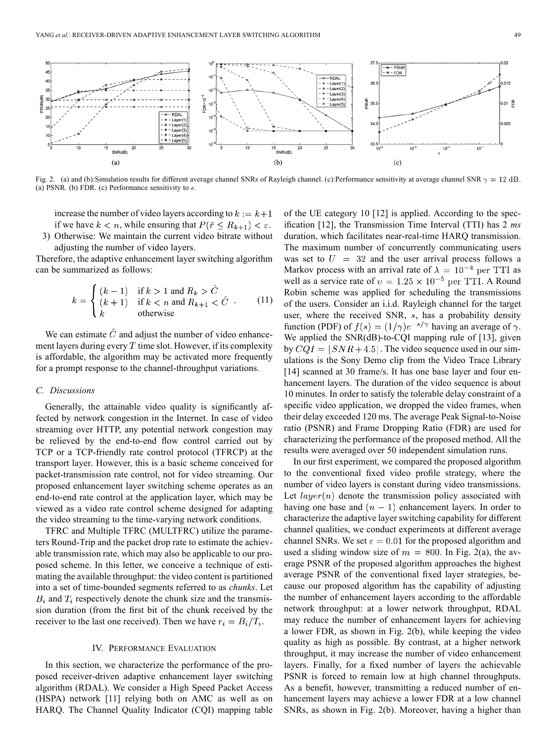Fig. 2. (a) and (b):Simulation results for different average channel SNRs of Rayleigh channel. (c):Performance sensitivity at average channel SNR $\gamma = 12$ dB. (a) PSNR. (b) FDR. (c) Performance sensitivity to $\epsilon$.

increase the number of video layers according to $k := k+1$ if we have $k < n$, while ensuring that $P(\bar{r} \leq R_{k+1}) < \varepsilon$.

3) Otherwise: We maintain the current video bitrate without adjusting the number of video layers.

Therefore, the adaptive enhancement layer switching algorithm can be summarized as follows:

$$k = \begin{cases} (k-1) & \text{if } k > 1 \text{ and } R_k > \hat{C} \\ (k+1) & \text{if } k < n \text{ and } R_{k+1} < \hat{C} \\ k & \text{otherwise} \end{cases} . \quad (11)$$

We can estimate $\hat{C}$ and adjust the number of video enhancement layers during every $T$ time slot. However, if its complexity is affordable, the algorithm may be activated more frequently for a prompt response to the channel-throughput variations.

### C. Discussions

Generally, the attainable video quality is significantly affected by network congestion in the Internet. In case of video streaming over HTTP, any potential network congestion may be relieved by the end-to-end flow control carried out by TCP or a TCP-friendly rate control protocol (TFRCP) at the transport layer. However, this is a basic scheme conceived for packet-transmission rate control, not for video streaming. Our proposed enhancement layer switching scheme operates as an end-to-end rate control at the application layer, which may be viewed as a video rate control scheme designed for adapting the video streaming to the time-varying network conditions.

TFRC and Multiple TFRC (MULTFRC) utilize the parameters Round-Trip and the packet drop rate to estimate the achievable transmission rate, which may also be applicable to our proposed scheme. In this letter, we conceive a technique of estimating the available throughput: the video content is partitioned into a set of time-bounded segments referred to as *chunks*. Let $B_i$ and $T_i$ respectively denote the chunk size and the transmission duration (from the first bit of the chunk received by the receiver to the last one received). Then we have $r_i = B_i/T_i$.

## IV. Performance Evaluation

In this section, we characterize the performance of the proposed receiver-driven adaptive enhancement layer switching algorithm (RDAL). We consider a High Speed Packet Access (HSPA) network [11] relying both on AMC as well as on HARQ. The Channel Quality Indicator (CQI) mapping table of the UE category 10 [12] is applied. According to the specification [12], the Transmission Time Interval (TTI) has 2 *ms* duration, which facilitates near-real-time HARQ transmission. The maximum number of concurrently communicating users was set to $U = 32$ and the user arrival process follows a Markov process with an arrival rate of $\lambda = 10^{-4}$ per TTI as well as a service rate of $v = 1.25 \times 10^{-5}$ per TTI. A Round Robin scheme was applied for scheduling the transmissions of the users. Consider an i.i.d. Rayleigh channel for the target user, where the received SNR, $s$, has a probability density function (PDF) of $f(s) = (1/\gamma)e^{-s/\gamma}$ having an average of $\gamma$. We applied the SNR(dB)-to-CQI mapping rule of [13], given by $CQI = \lfloor SNR + 4.5 \rfloor$. The video sequence used in our simulations is the Sony Demo clip from the Video Trace Library [14] scanned at 30 frame/s. It has one base layer and four enhancement layers. The duration of the video sequence is about 10 minutes. In order to satisfy the tolerable delay constraint of a specific video application, we dropped the video frames, when their delay exceeded 120 ms. The average Peak Signal-to-Noise ratio (PSNR) and Frame Dropping Ratio (FDR) are used for characterizing the performance of the proposed method. All the results were averaged over 50 independent simulation runs.

In our first experiment, we compared the proposed algorithm to the conventional fixed video profile strategy, where the number of video layers is constant during video transmissions. Let $layer(n)$ denote the transmission policy associated with having one base and $(n-1)$ enhancement layers. In order to characterize the adaptive layer switching capability for different channel qualities, we conduct experiments at different average channel SNRs. We set $\varepsilon = 0.01$ for the proposed algorithm and used a sliding window size of $m = 800$. In Fig. 2(a), the average PSNR of the proposed algorithm approaches the highest average PSNR of the conventional fixed layer strategies, because our proposed algorithm has the capability of adjusting the number of enhancement layers according to the affordable network throughput: at a lower network throughput, RDAL may reduce the number of enhancement layers for achieving a lower FDR, as shown in Fig. 2(b), while keeping the video quality as high as possible. By contrast, at a higher network throughput, it may increase the number of video enhancement layers. Finally, for a fixed number of layers the achievable PSNR is forced to remain low at high channel throughputs. As a benefit, however, transmitting a reduced number of enhancement layers may achieve a lower FDR at a low channel SNRs, as shown in Fig. 2(b). Moreover, having a higher than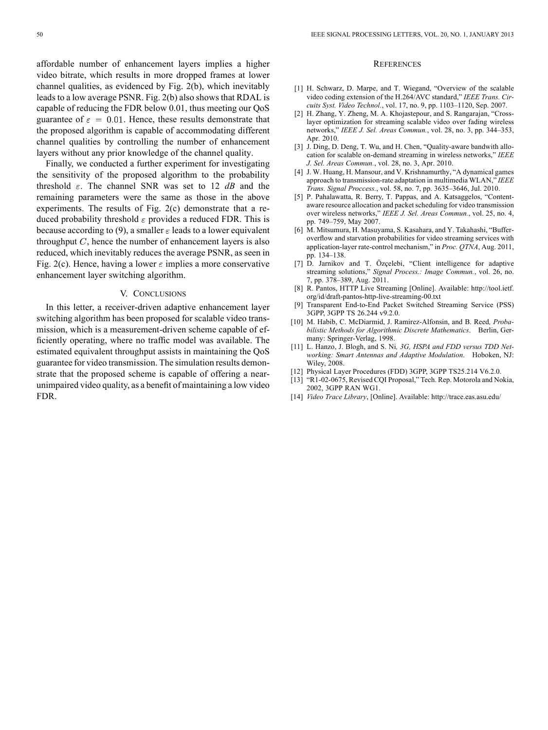affordable number of enhancement layers implies a higher video bitrate, which results in more dropped frames at lower channel qualities, as evidenced by Fig. 2(b), which inevitably leads to a low average PSNR. Fig. 2(b) also shows that RDAL is capable of reducing the FDR below 0.01, thus meeting our QoS guarantee of $\varepsilon = 0.01$. Hence, these results demonstrate that the proposed algorithm is capable of accommodating different channel qualities by controlling the number of enhancement layers without any prior knowledge of the channel quality.

Finally, we conducted a further experiment for investigating the sensitivity of the proposed algorithm to the probability threshold $\varepsilon$. The channel SNR was set to 12 *dB* and the remaining parameters were the same as those in the above experiments. The results of Fig. 2(c) demonstrate that a reduced probability threshold $\varepsilon$ provides a reduced FDR. This is because according to (9), a smaller $\varepsilon$ leads to a lower equivalent throughput $C$, hence the number of enhancement layers is also reduced, which inevitably reduces the average PSNR, as seen in Fig. 2(c). Hence, having a lower $\varepsilon$ implies a more conservative enhancement layer switching algorithm.

## V. Conclusions

In this letter, a receiver-driven adaptive enhancement layer switching algorithm has been proposed for scalable video transmission, which is a measurement-driven scheme capable of efficiently operating, where no traffic model was available. The estimated equivalent throughput assists in maintaining the QoS guarantee for video transmission. The simulation results demonstrate that the proposed scheme is capable of offering a near-unimpaired video quality, as a benefit of maintaining a low video FDR.

## References

[1] H. Schwarz, D. Marpe, and T. Wiegand, "Overview of the scalable video coding extension of the H.264/AVC standard," *IEEE Trans. Circuits Syst. Video Technol.*, vol. 17, no. 9, pp. 1103–1120, Sep. 2007.

[2] H. Zhang, Y. Zheng, M. A. Khojastepour, and S. Rangarajan, "Cross-layer optimization for streaming scalable video over fading wireless networks," *IEEE J. Sel. Areas Commun.*, vol. 28, no. 3, pp. 344–353, Apr. 2010.

[3] J. Ding, D. Deng, T. Wu, and H. Chen, "Quality-aware bandwith allocation for scalable on-demand streaming in wireless networks," *IEEE J. Sel. Areas Commun.*, vol. 28, no. 3, Apr. 2010.

[4] J. W. Huang, H. Mansour, and V. Krishnamurthy, "A dynamical games approach to transmission-rate adaptation in multimedia WLAN," *IEEE Trans. Signal Proccess.*, vol. 58, no. 7, pp. 3635–3646, Jul. 2010.

[5] P. Pahalawatta, R. Berry, T. Pappas, and A. Katsaggelos, "Content-aware resource allocation and packet scheduling for video transmission over wireless networks," *IEEE J. Sel. Areas Commun.*, vol. 25, no. 4, pp. 749–759, May 2007.

[6] M. Mitsumura, H. Masuyama, S. Kasahara, and Y. Takahashi, "Buffer-overflow and starvation probabilities for video streaming services with application-layer rate-control mechanism," in *Proc. QTNA*, Aug. 2011, pp. 134–138.

[7] D. Jarnikov and T. Özçelebi, "Client intelligence for adaptive streaming solutions," *Signal Process.: Image Commun.*, vol. 26, no. 7, pp. 378–389, Aug. 2011.

[8] R. Pantos, HTTP Live Streaming [Online]. Available: http://tool.ietf.org/id/draft-pantos-http-live-streaming-00.txt

[9] Transparent End-to-End Packet Switched Streaming Service (PSS) 3GPP, 3GPP TS 26.244 v9.2.0.

[10] M. Habib, C. McDiarmid, J. Ramirez-Alfonsin, and B. Reed, *Probabilistic Methods for Algorithmic Discrete Mathematics*. Berlin, Germany: Springer-Verlag, 1998.

[11] L. Hanzo, J. Blogh, and S. Ni, *3G, HSPA and FDD versus TDD Networking: Smart Antennas and Adaptive Modulation*. Hoboken, NJ: Wiley, 2008.

[12] Physical Layer Procedures (FDD) 3GPP, 3GPP TS25.214 V6.2.0.

[13] "R1-02-0675, Revised CQI Proposal," Tech. Rep. Motorola and Nokia, 2002, 3GPP RAN WG1.

[14] *Video Trace Library*, [Online]. Available: http://trace.eas.asu.edu/